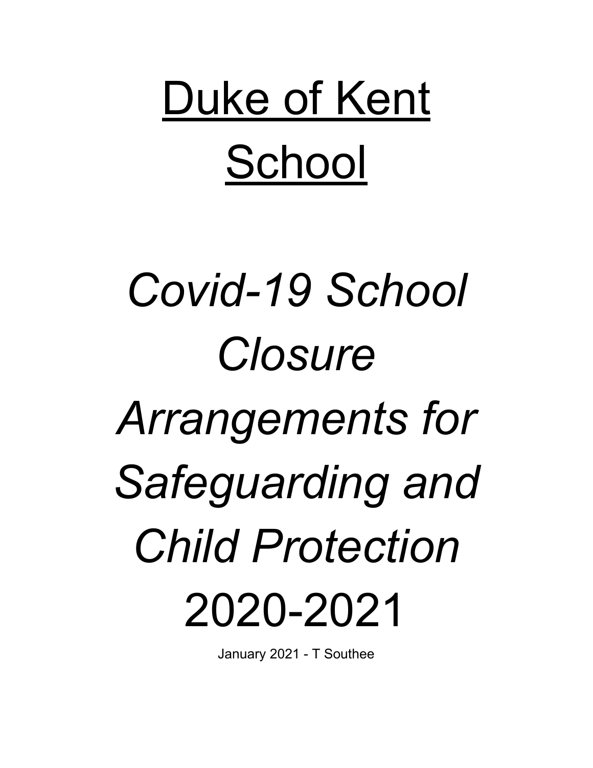# Duke of Kent School

# *Covid-19 School Closure Arrangements for Safeguarding and Child Protection* 2020-2021

January 2021 - T Southee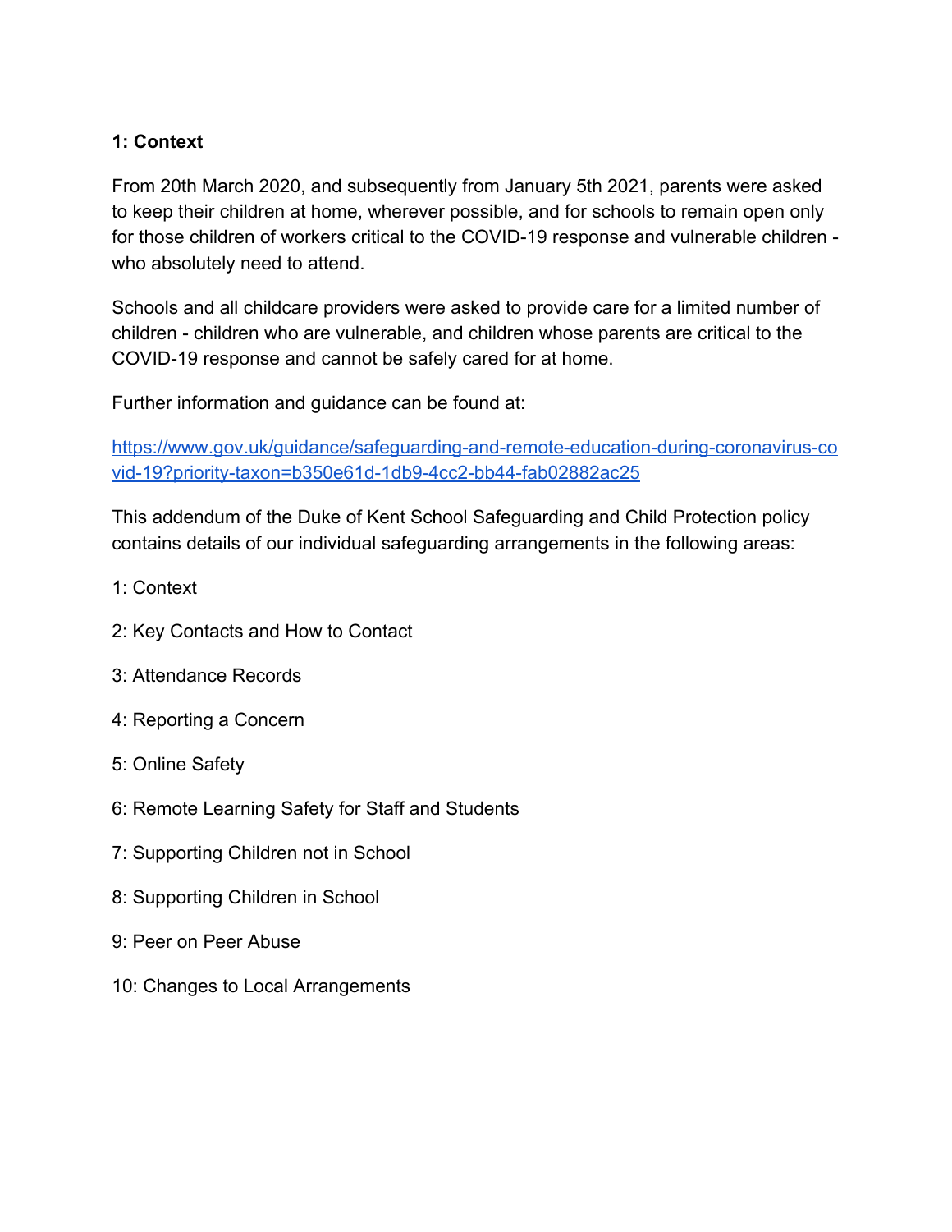## 1: Context

From 20th March 2020, and subsequently from January 5th 2021, parents were asked to keep their children at home, wherever possible, and for schools to remain open only for those children of workers critical to the COVID-19 response and vulnerable children - who absolutely need to attend.

Schools and all childcare providers were asked to provide care for a limited number of children - children who are vulnerable, and children whose parents are critical to the COVID-19 response and cannot be safely cared for at home.

Further information and guidance can be found at:

[https://www.gov.uk/guidance/safeguarding-and-remote-education-during-coronavirus-covid-19?priority-taxon=b350e61d-1db9-4cc2-bb44-fab02882ac25](https://www.gov.uk/guidance/safeguarding-and-remote-education-during-coronavirus-covid-19?priority-taxon=b350e61d-1db9-4cc2-bb44-fab02882ac25)

This addendum of the Duke of Kent School Safeguarding and Child Protection policy contains details of our individual safeguarding arrangements in the following areas:

1: Context

2: Key Contacts and How to Contact

3: Attendance Records

4: Reporting a Concern

5: Online Safety

6: Remote Learning Safety for Staff and Students

7: Supporting Children not in School

8: Supporting Children in School

9: Peer on Peer Abuse

10: Changes to Local Arrangements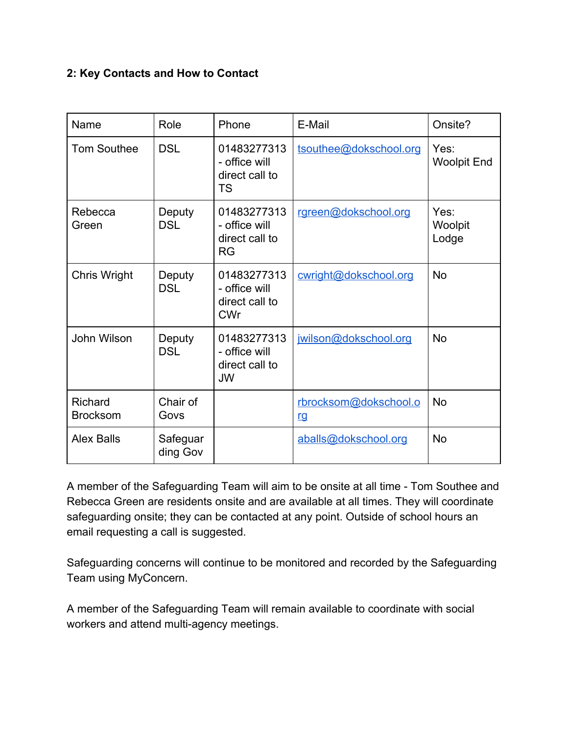**2: Key Contacts and How to Contact**

| Name | Role | Phone | E-Mail | Onsite? |
|---|---|---|---|---|
| Tom Southee | DSL | 01483277313 - office will direct call to TS | tsouthee@dokschool.org | Yes: Woolpit End |
| Rebecca Green | Deputy DSL | 01483277313 - office will direct call to RG | rgreen@dokschool.org | Yes: Woolpit Lodge |
| Chris Wright | Deputy DSL | 01483277313 - office will direct call to CWr | cwright@dokschool.org | No |
| John Wilson | Deputy DSL | 01483277313 - office will direct call to JW | jwilson@dokschool.org | No |
| Richard Brocksom | Chair of Govs | | rbrocksom@dokschool.org | No |
| Alex Balls | Safeguarding Gov | | aballs@dokschool.org | No |

A member of the Safeguarding Team will aim to be onsite at all time - Tom Southee and Rebecca Green are residents onsite and are available at all times. They will coordinate safeguarding onsite; they can be contacted at any point. Outside of school hours an email requesting a call is suggested.

Safeguarding concerns will continue to be monitored and recorded by the Safeguarding Team using MyConcern.

A member of the Safeguarding Team will remain available to coordinate with social workers and attend multi-agency meetings.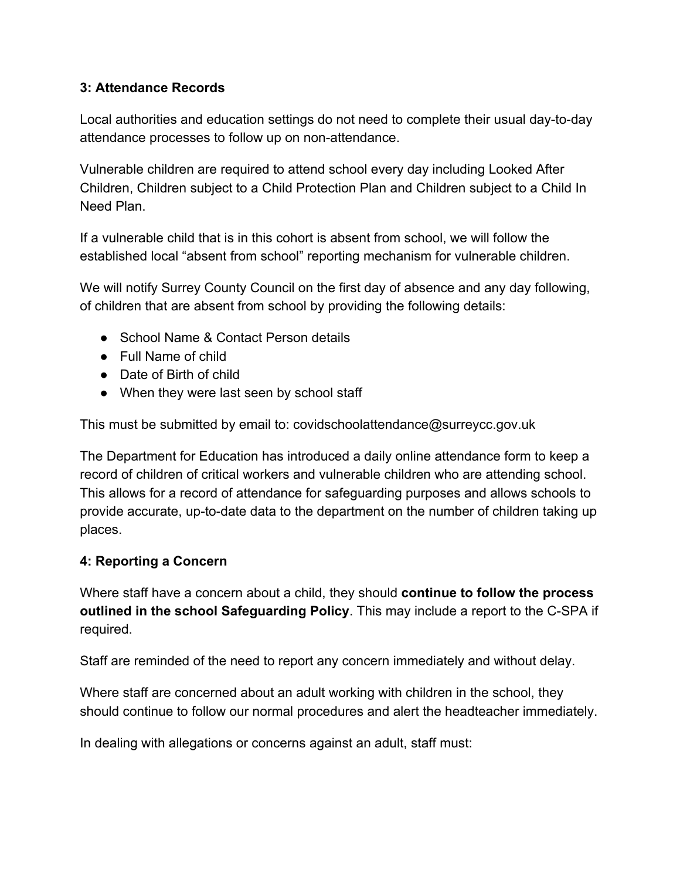### 3: Attendance Records

Local authorities and education settings do not need to complete their usual day-to-day attendance processes to follow up on non-attendance.

Vulnerable children are required to attend school every day including Looked After Children, Children subject to a Child Protection Plan and Children subject to a Child In Need Plan.

If a vulnerable child that is in this cohort is absent from school, we will follow the established local "absent from school" reporting mechanism for vulnerable children.

We will notify Surrey County Council on the first day of absence and any day following, of children that are absent from school by providing the following details:

- School Name & Contact Person details
- Full Name of child
- Date of Birth of child
- When they were last seen by school staff

This must be submitted by email to: covidschoolattendance@surreycc.gov.uk

The Department for Education has introduced a daily online attendance form to keep a record of children of critical workers and vulnerable children who are attending school. This allows for a record of attendance for safeguarding purposes and allows schools to provide accurate, up-to-date data to the department on the number of children taking up places.

### 4: Reporting a Concern

Where staff have a concern about a child, they should **continue to follow the process outlined in the school Safeguarding Policy**. This may include a report to the C-SPA if required.

Staff are reminded of the need to report any concern immediately and without delay.

Where staff are concerned about an adult working with children in the school, they should continue to follow our normal procedures and alert the headteacher immediately.

In dealing with allegations or concerns against an adult, staff must: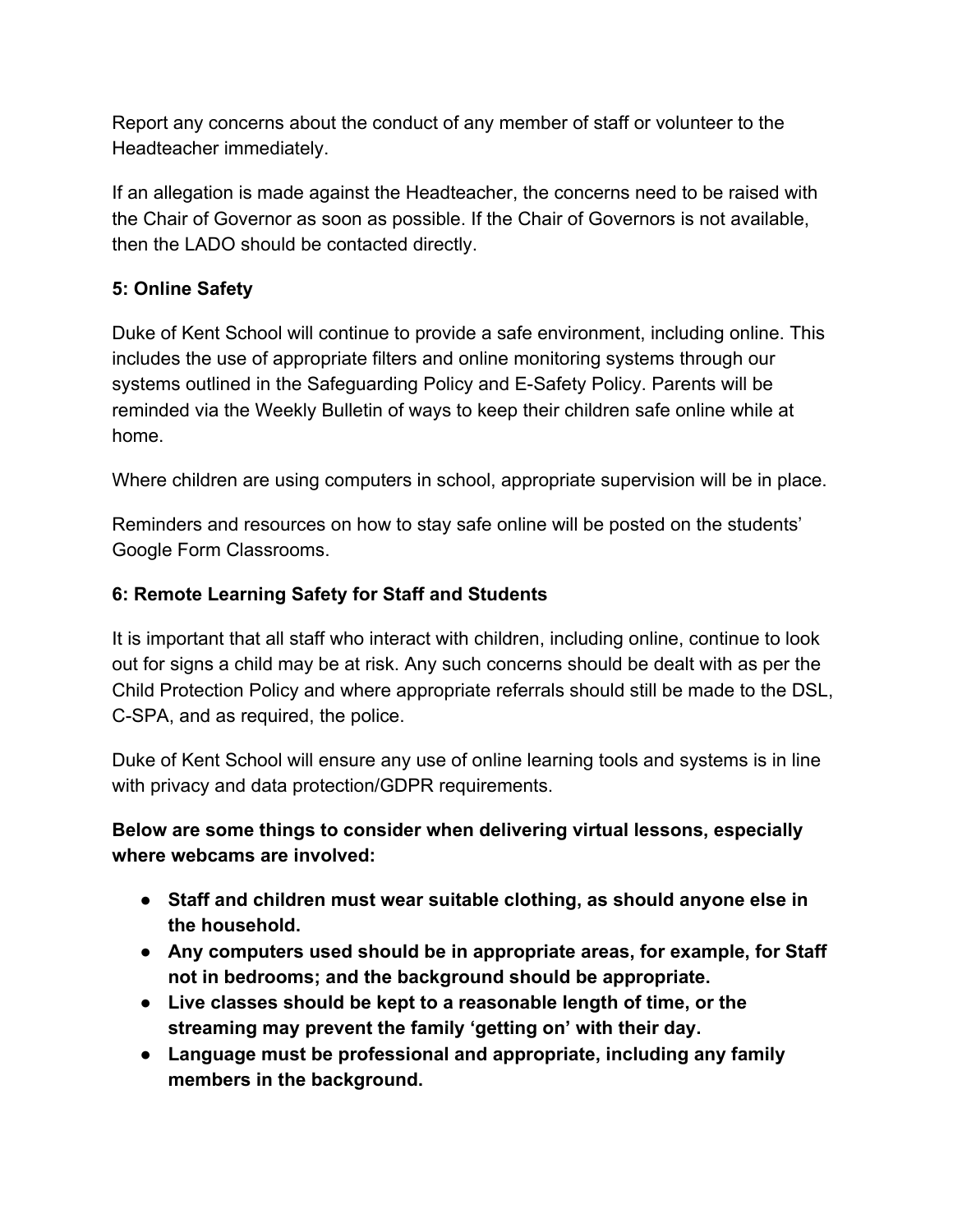Report any concerns about the conduct of any member of staff or volunteer to the Headteacher immediately.

If an allegation is made against the Headteacher, the concerns need to be raised with the Chair of Governor as soon as possible. If the Chair of Governors is not available, then the LADO should be contacted directly.

**5: Online Safety**

Duke of Kent School will continue to provide a safe environment, including online. This includes the use of appropriate filters and online monitoring systems through our systems outlined in the Safeguarding Policy and E-Safety Policy. Parents will be reminded via the Weekly Bulletin of ways to keep their children safe online while at home.

Where children are using computers in school, appropriate supervision will be in place.

Reminders and resources on how to stay safe online will be posted on the students' Google Form Classrooms.

**6: Remote Learning Safety for Staff and Students**

It is important that all staff who interact with children, including online, continue to look out for signs a child may be at risk. Any such concerns should be dealt with as per the Child Protection Policy and where appropriate referrals should still be made to the DSL, C-SPA, and as required, the police.

Duke of Kent School will ensure any use of online learning tools and systems is in line with privacy and data protection/GDPR requirements.

**Below are some things to consider when delivering virtual lessons, especially where webcams are involved:**

- **Staff and children must wear suitable clothing, as should anyone else in the household.**
- **Any computers used should be in appropriate areas, for example, for Staff not in bedrooms; and the background should be appropriate.**
- **Live classes should be kept to a reasonable length of time, or the streaming may prevent the family 'getting on' with their day.**
- **Language must be professional and appropriate, including any family members in the background.**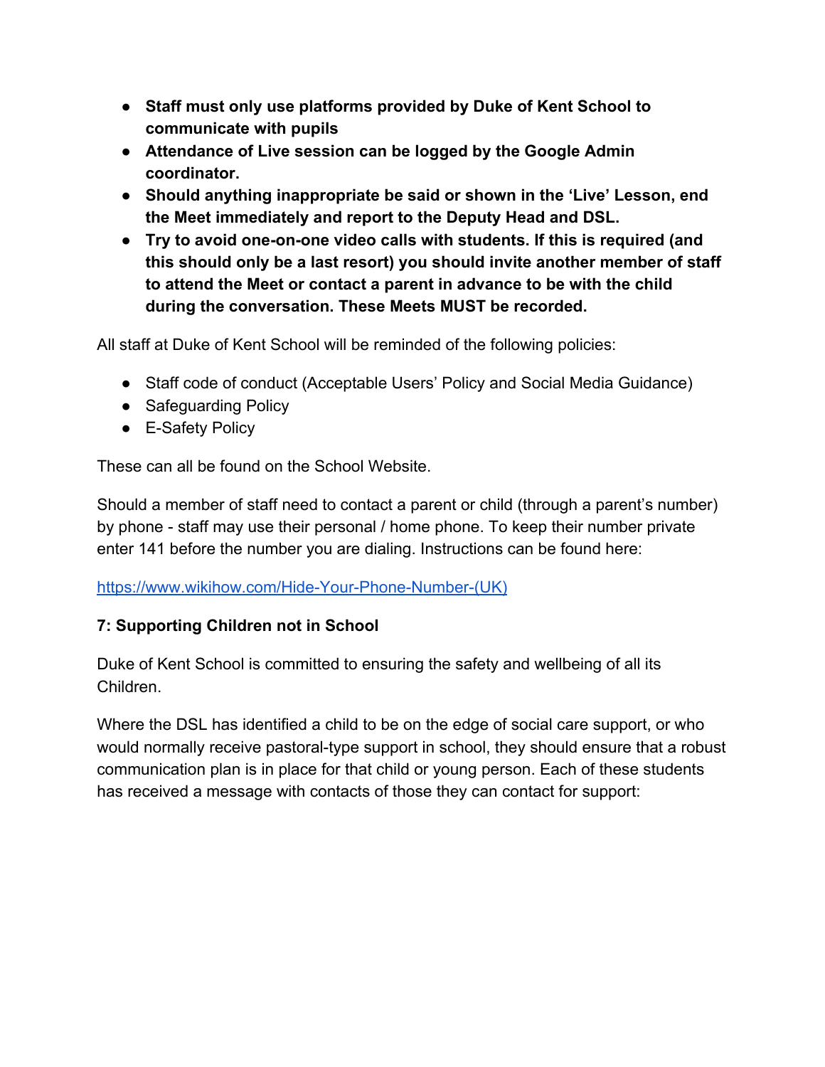- **Staff must only use platforms provided by Duke of Kent School to communicate with pupils**
- **Attendance of Live session can be logged by the Google Admin coordinator.**
- **Should anything inappropriate be said or shown in the 'Live' Lesson, end the Meet immediately and report to the Deputy Head and DSL.**
- **Try to avoid one-on-one video calls with students. If this is required (and this should only be a last resort) you should invite another member of staff to attend the Meet or contact a parent in advance to be with the child during the conversation. These Meets MUST be recorded.**

All staff at Duke of Kent School will be reminded of the following policies:

- Staff code of conduct (Acceptable Users' Policy and Social Media Guidance)
- Safeguarding Policy
- E-Safety Policy

These can all be found on the School Website.

Should a member of staff need to contact a parent or child (through a parent's number) by phone - staff may use their personal / home phone. To keep their number private enter 141 before the number you are dialing. Instructions can be found here:

[https://www.wikihow.com/Hide-Your-Phone-Number-(UK)](https://www.wikihow.com/Hide-Your-Phone-Number-(UK))

### 7: Supporting Children not in School

Duke of Kent School is committed to ensuring the safety and wellbeing of all its Children.

Where the DSL has identified a child to be on the edge of social care support, or who would normally receive pastoral-type support in school, they should ensure that a robust communication plan is in place for that child or young person. Each of these students has received a message with contacts of those they can contact for support: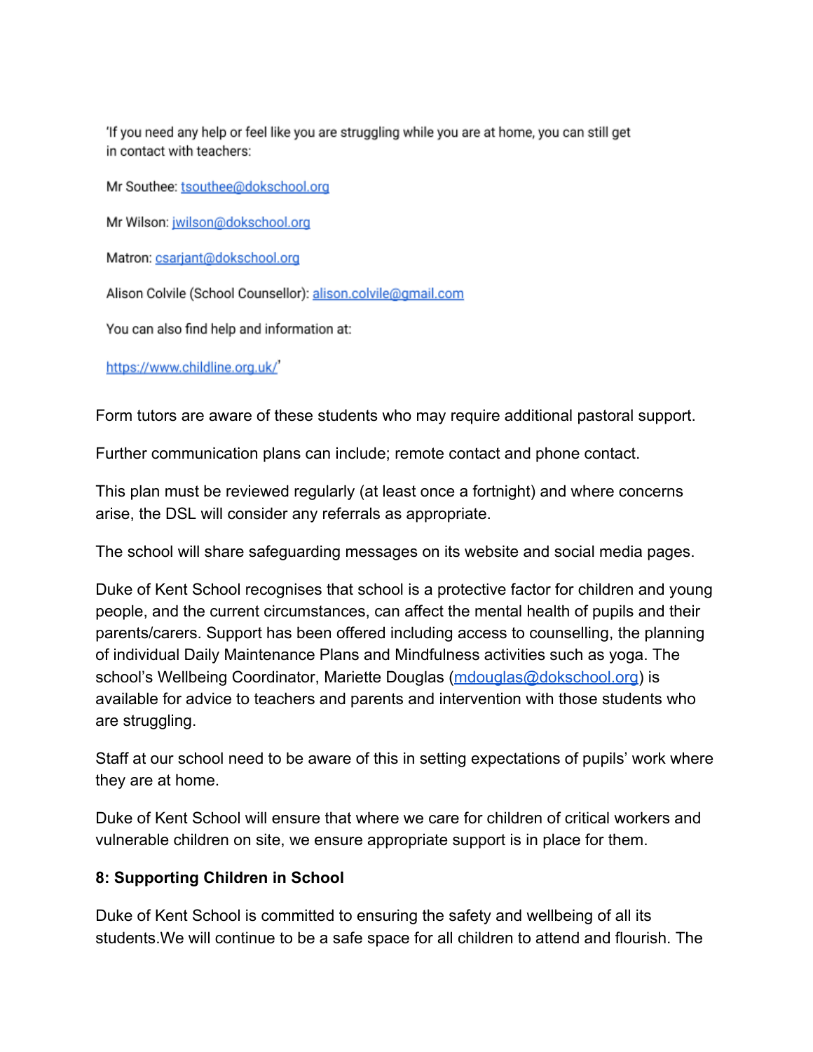'If you need any help or feel like you are struggling while you are at home, you can still get in contact with teachers:

Mr Southee: tsouthee@dokschool.org

Mr Wilson: jwilson@dokschool.org

Matron: csarjant@dokschool.org

Alison Colvile (School Counsellor): alison.colvile@gmail.com

You can also find help and information at:

https://www.childline.org.uk/'

Form tutors are aware of these students who may require additional pastoral support.

Further communication plans can include; remote contact and phone contact.

This plan must be reviewed regularly (at least once a fortnight) and where concerns arise, the DSL will consider any referrals as appropriate.

The school will share safeguarding messages on its website and social media pages.

Duke of Kent School recognises that school is a protective factor for children and young people, and the current circumstances, can affect the mental health of pupils and their parents/carers. Support has been offered including access to counselling, the planning of individual Daily Maintenance Plans and Mindfulness activities such as yoga. The school's Wellbeing Coordinator, Mariette Douglas (mdouglas@dokschool.org) is available for advice to teachers and parents and intervention with those students who are struggling.

Staff at our school need to be aware of this in setting expectations of pupils' work where they are at home.

Duke of Kent School will ensure that where we care for children of critical workers and vulnerable children on site, we ensure appropriate support is in place for them.

**8: Supporting Children in School**

Duke of Kent School is committed to ensuring the safety and wellbeing of all its students.We will continue to be a safe space for all children to attend and flourish. The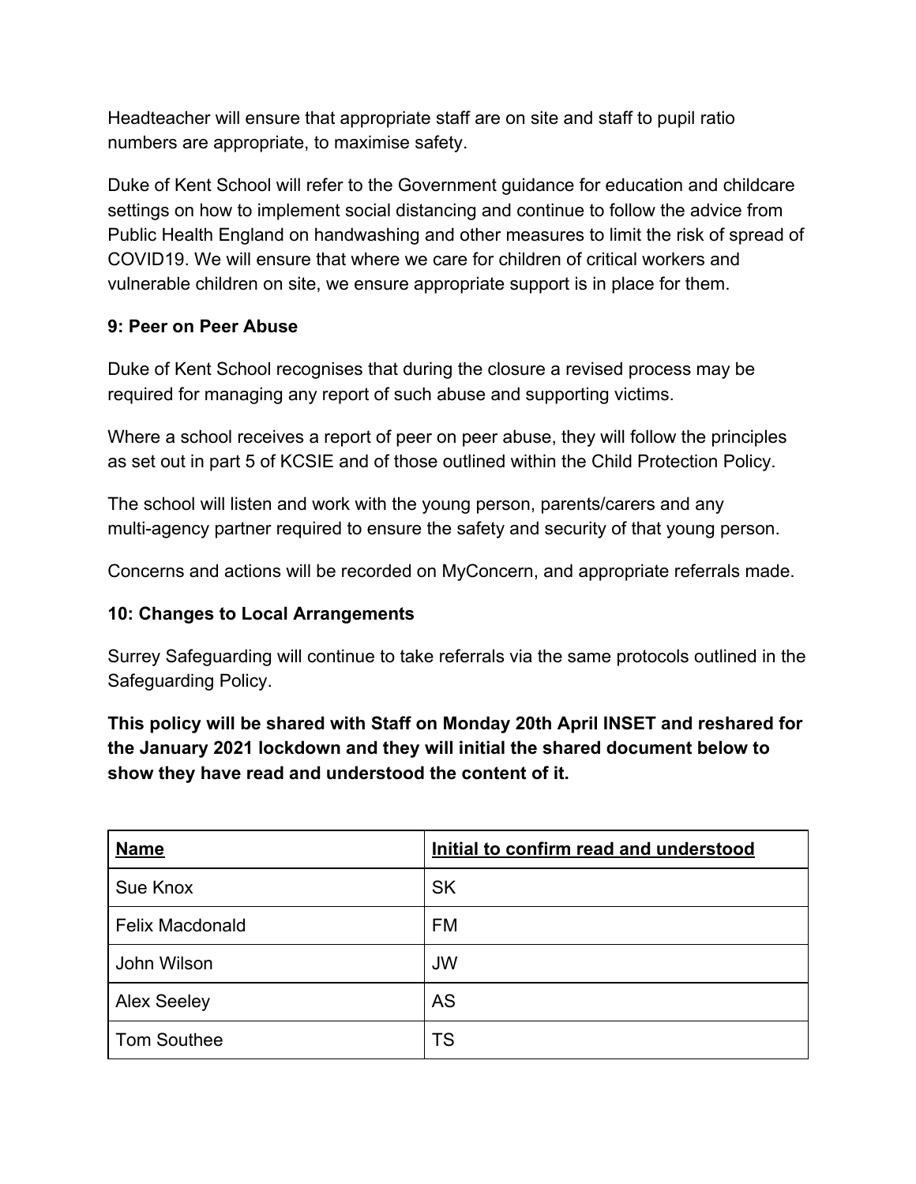Headteacher will ensure that appropriate staff are on site and staff to pupil ratio numbers are appropriate, to maximise safety.

Duke of Kent School will refer to the Government guidance for education and childcare settings on how to implement social distancing and continue to follow the advice from Public Health England on handwashing and other measures to limit the risk of spread of COVID19. We will ensure that where we care for children of critical workers and vulnerable children on site, we ensure appropriate support is in place for them.

### 9: Peer on Peer Abuse

Duke of Kent School recognises that during the closure a revised process may be required for managing any report of such abuse and supporting victims.

Where a school receives a report of peer on peer abuse, they will follow the principles as set out in part 5 of KCSIE and of those outlined within the Child Protection Policy.

The school will listen and work with the young person, parents/carers and any multi-agency partner required to ensure the safety and security of that young person.

Concerns and actions will be recorded on MyConcern, and appropriate referrals made.

### 10: Changes to Local Arrangements

Surrey Safeguarding will continue to take referrals via the same protocols outlined in the Safeguarding Policy.

**This policy will be shared with Staff on Monday 20th April INSET and reshared for the January 2021 lockdown and they will initial the shared document below to show they have read and understood the content of it.**

| Name | Initial to confirm read and understood |
| --- | --- |
| Sue Knox | SK |
| Felix Macdonald | FM |
| John Wilson | JW |
| Alex Seeley | AS |
| Tom Southee | TS |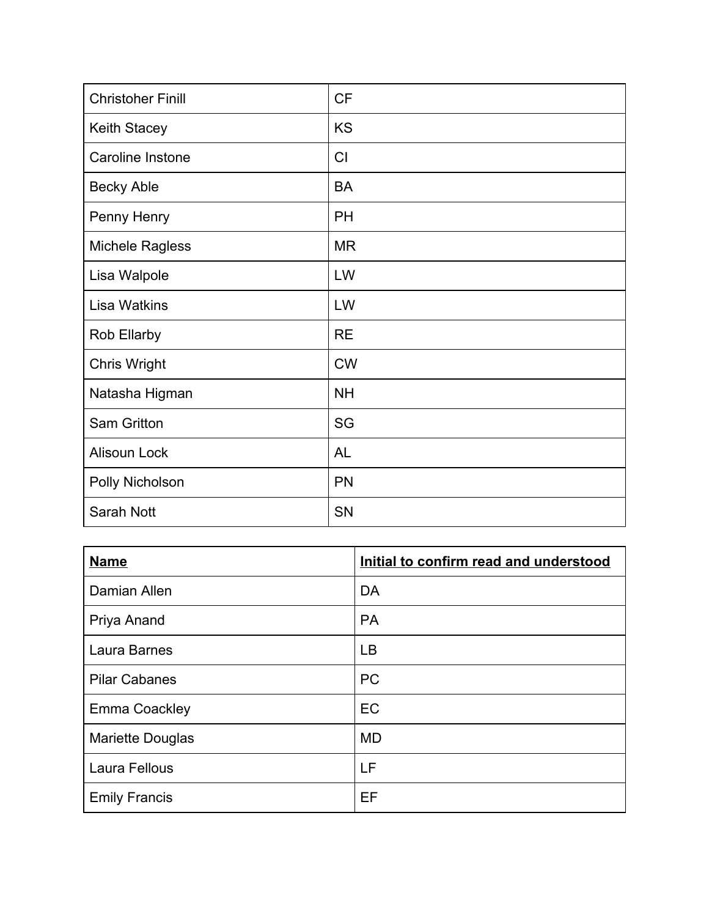| | |
|---|---|
| Christoher Finill | CF |
| Keith Stacey | KS |
| Caroline Instone | CI |
| Becky Able | BA |
| Penny Henry | PH |
| Michele Ragless | MR |
| Lisa Walpole | LW |
| Lisa Watkins | LW |
| Rob Ellarby | RE |
| Chris Wright | CW |
| Natasha Higman | NH |
| Sam Gritton | SG |
| Alisoun Lock | AL |
| Polly Nicholson | PN |
| Sarah Nott | SN |

| **Name** | **Initial to confirm read and understood** |
|---|---|
| Damian Allen | DA |
| Priya Anand | PA |
| Laura Barnes | LB |
| Pilar Cabanes | PC |
| Emma Coackley | EC |
| Mariette Douglas | MD |
| Laura Fellous | LF |
| Emily Francis | EF |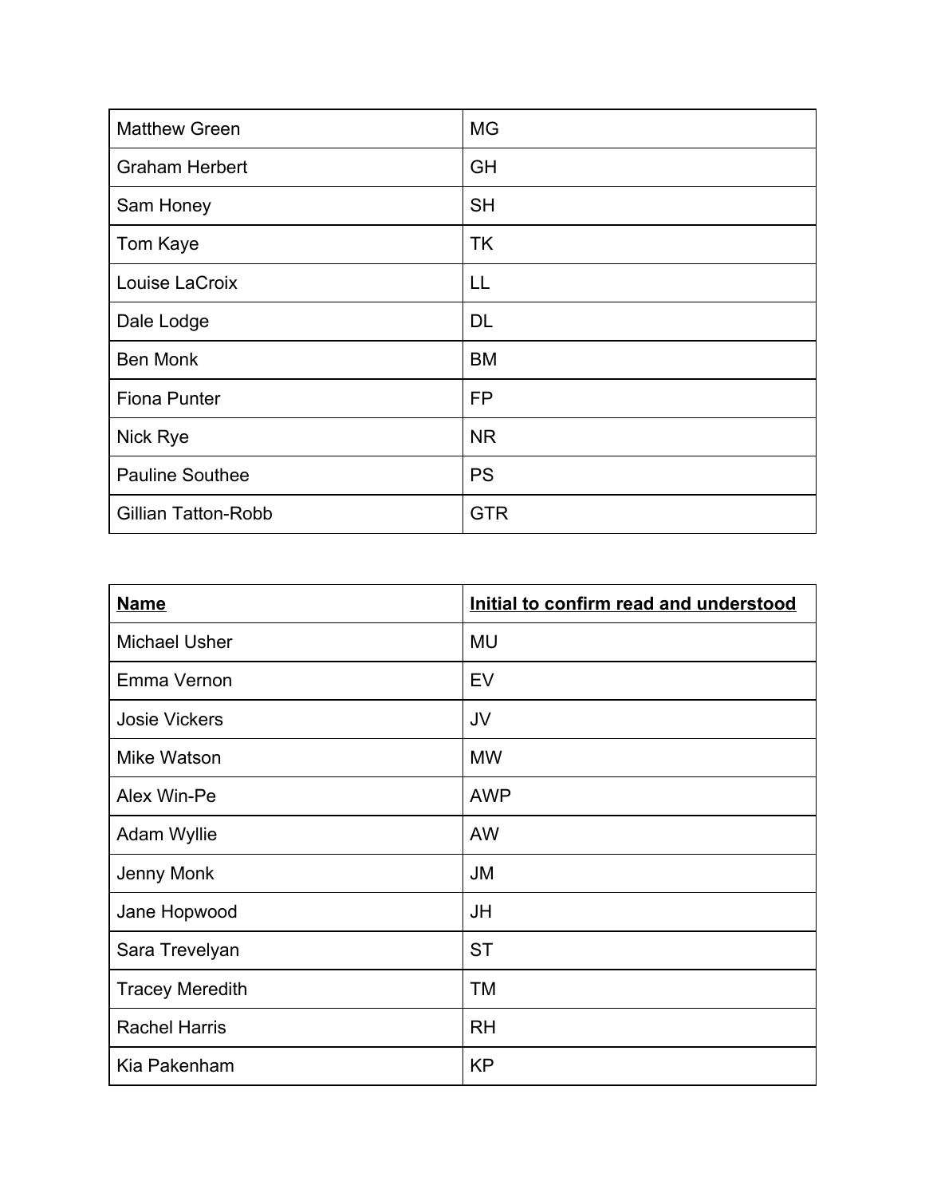| | |
|---|---|
| Matthew Green | MG |
| Graham Herbert | GH |
| Sam Honey | SH |
| Tom Kaye | TK |
| Louise LaCroix | LL |
| Dale Lodge | DL |
| Ben Monk | BM |
| Fiona Punter | FP |
| Nick Rye | NR |
| Pauline Southee | PS |
| Gillian Tatton-Robb | GTR |

| **Name** | **Initial to confirm read and understood** |
|---|---|
| Michael Usher | MU |
| Emma Vernon | EV |
| Josie Vickers | JV |
| Mike Watson | MW |
| Alex Win-Pe | AWP |
| Adam Wyllie | AW |
| Jenny Monk | JM |
| Jane Hopwood | JH |
| Sara Trevelyan | ST |
| Tracey Meredith | TM |
| Rachel Harris | RH |
| Kia Pakenham | KP |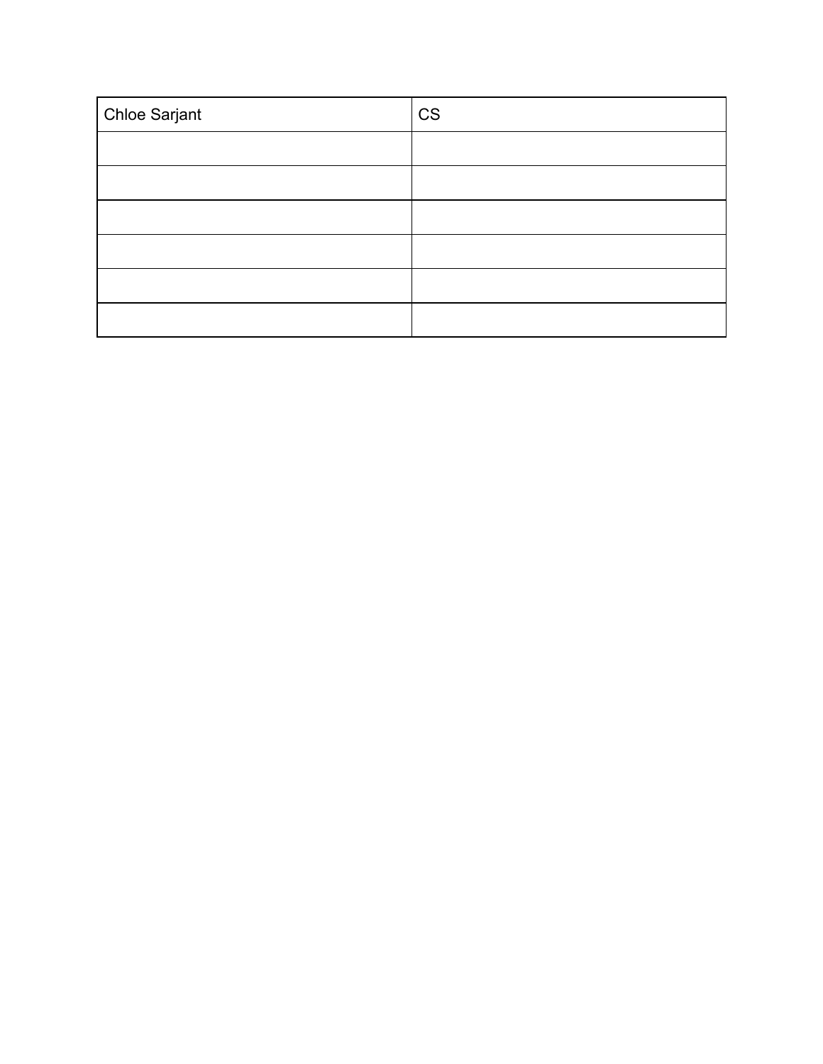| | |
|---|---|
| Chloe Sarjant | CS |
| | |
| | |
| | |
| | |
| | |
| | |